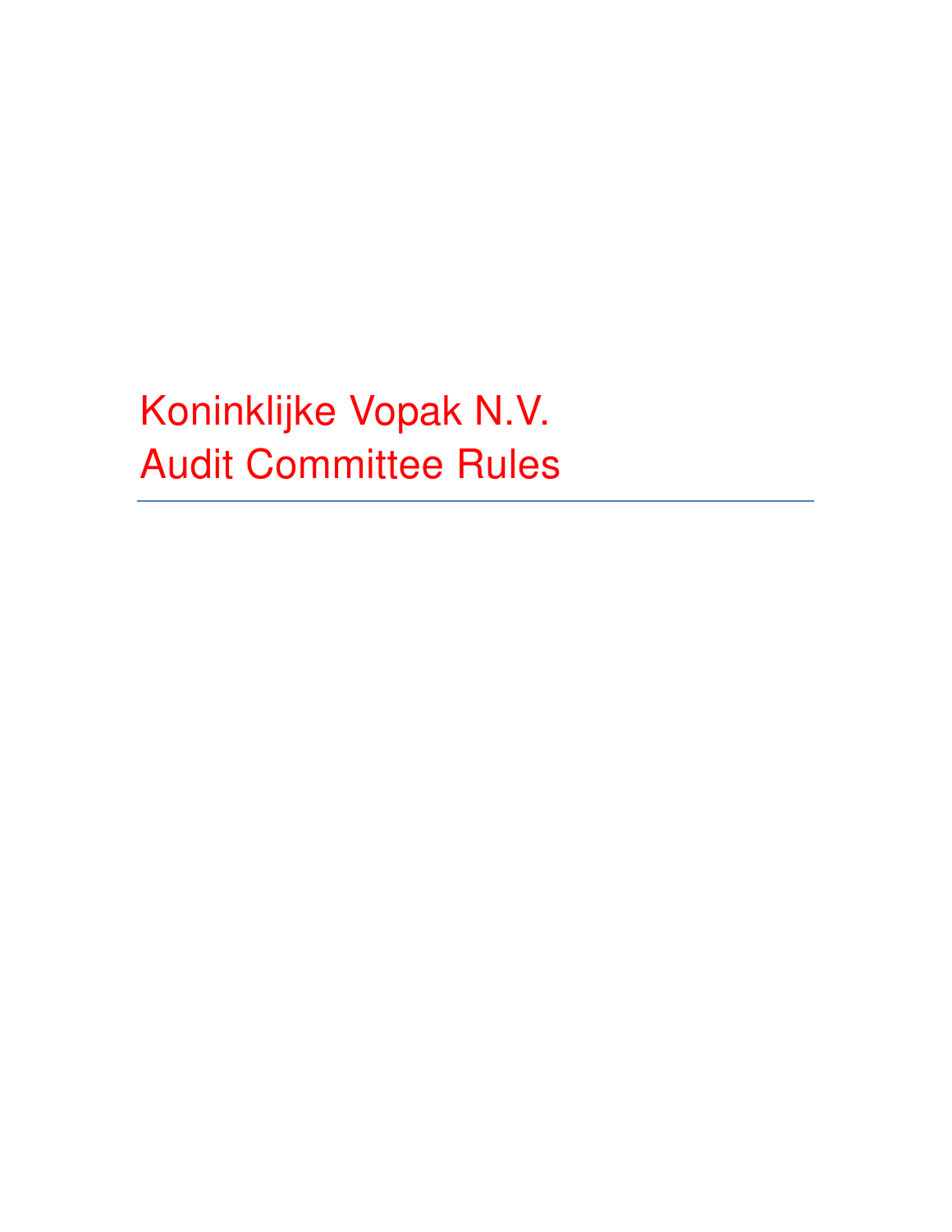# Koninklijke Vopak N.V.
# Audit Committee Rules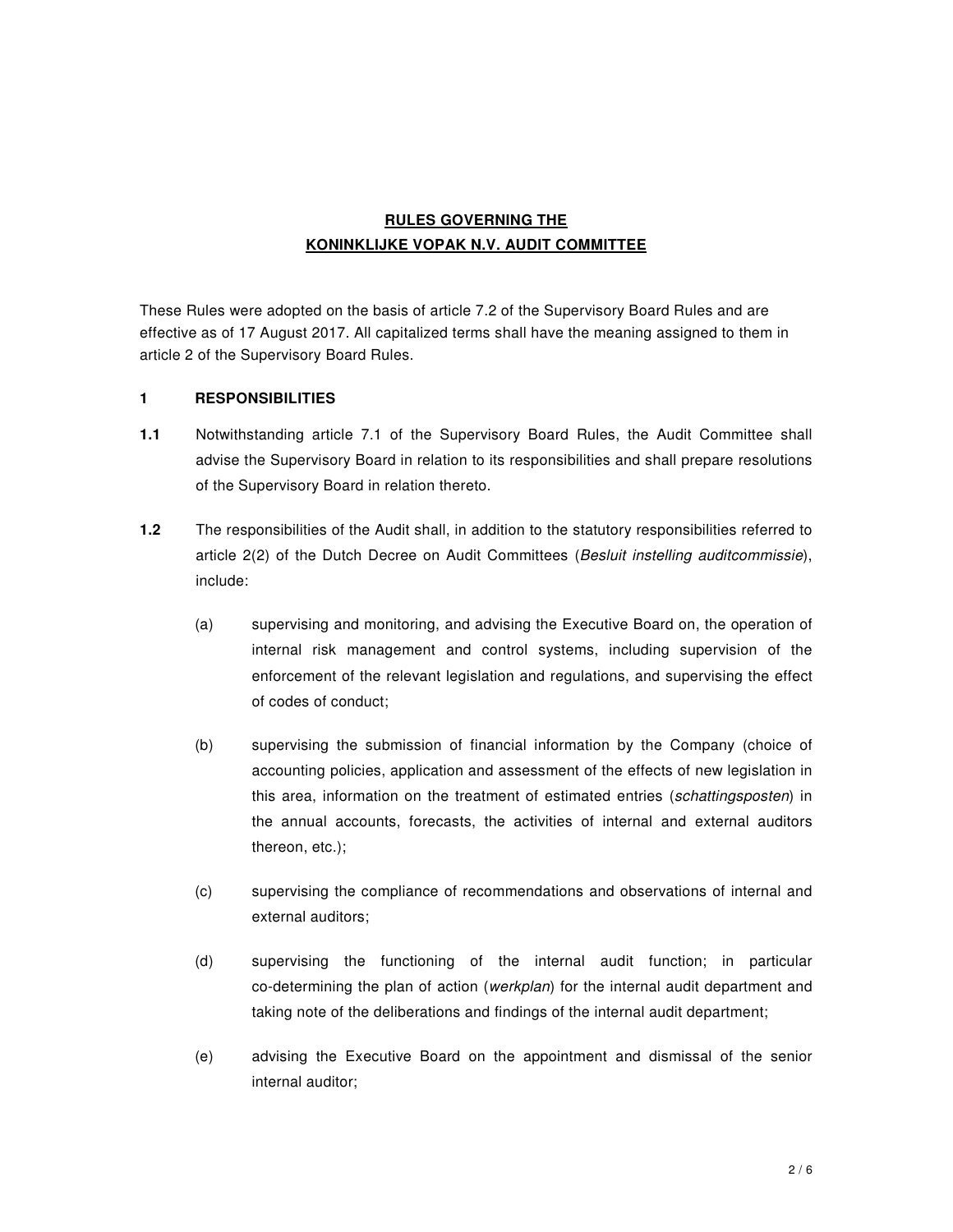# RULES GOVERNING THE KONINKLIJKE VOPAK N.V. AUDIT COMMITTEE

These Rules were adopted on the basis of article 7.2 of the Supervisory Board Rules and are effective as of 17 August 2017. All capitalized terms shall have the meaning assigned to them in article 2 of the Supervisory Board Rules.

## 1 RESPONSIBILITIES

**1.1** Notwithstanding article 7.1 of the Supervisory Board Rules, the Audit Committee shall advise the Supervisory Board in relation to its responsibilities and shall prepare resolutions of the Supervisory Board in relation thereto.

**1.2** The responsibilities of the Audit shall, in addition to the statutory responsibilities referred to article 2(2) of the Dutch Decree on Audit Committees (*Besluit instelling auditcommissie*), include:

(a) supervising and monitoring, and advising the Executive Board on, the operation of internal risk management and control systems, including supervision of the enforcement of the relevant legislation and regulations, and supervising the effect of codes of conduct;

(b) supervising the submission of financial information by the Company (choice of accounting policies, application and assessment of the effects of new legislation in this area, information on the treatment of estimated entries (*schattingsposten*) in the annual accounts, forecasts, the activities of internal and external auditors thereon, etc.);

(c) supervising the compliance of recommendations and observations of internal and external auditors;

(d) supervising the functioning of the internal audit function; in particular co-determining the plan of action (*werkplan*) for the internal audit department and taking note of the deliberations and findings of the internal audit department;

(e) advising the Executive Board on the appointment and dismissal of the senior internal auditor;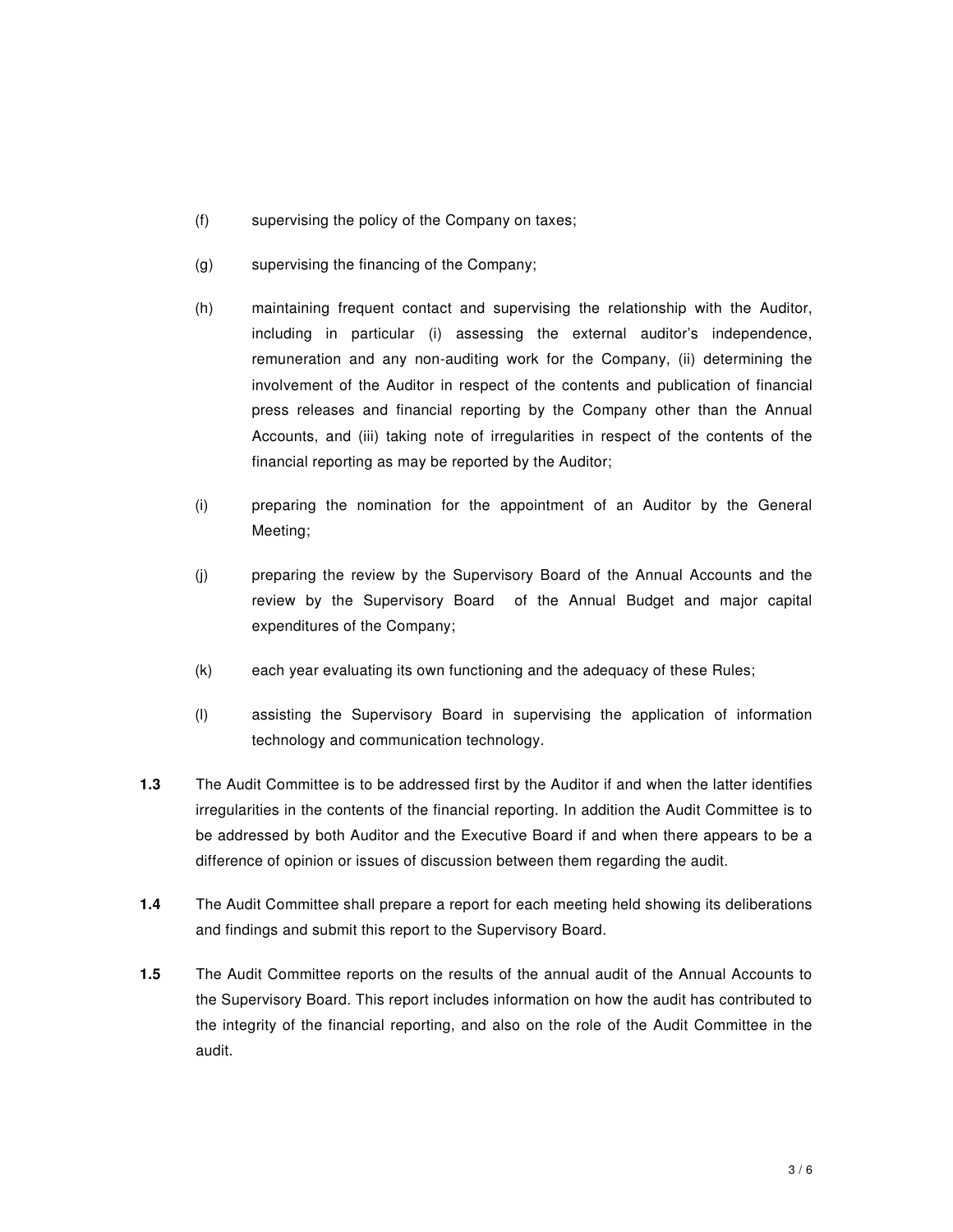(f) supervising the policy of the Company on taxes;

(g) supervising the financing of the Company;

(h) maintaining frequent contact and supervising the relationship with the Auditor, including in particular (i) assessing the external auditor's independence, remuneration and any non-auditing work for the Company, (ii) determining the involvement of the Auditor in respect of the contents and publication of financial press releases and financial reporting by the Company other than the Annual Accounts, and (iii) taking note of irregularities in respect of the contents of the financial reporting as may be reported by the Auditor;

(i) preparing the nomination for the appointment of an Auditor by the General Meeting;

(j) preparing the review by the Supervisory Board of the Annual Accounts and the review by the Supervisory Board of the Annual Budget and major capital expenditures of the Company;

(k) each year evaluating its own functioning and the adequacy of these Rules;

(l) assisting the Supervisory Board in supervising the application of information technology and communication technology.

**1.3** The Audit Committee is to be addressed first by the Auditor if and when the latter identifies irregularities in the contents of the financial reporting. In addition the Audit Committee is to be addressed by both Auditor and the Executive Board if and when there appears to be a difference of opinion or issues of discussion between them regarding the audit.

**1.4** The Audit Committee shall prepare a report for each meeting held showing its deliberations and findings and submit this report to the Supervisory Board.

**1.5** The Audit Committee reports on the results of the annual audit of the Annual Accounts to the Supervisory Board. This report includes information on how the audit has contributed to the integrity of the financial reporting, and also on the role of the Audit Committee in the audit.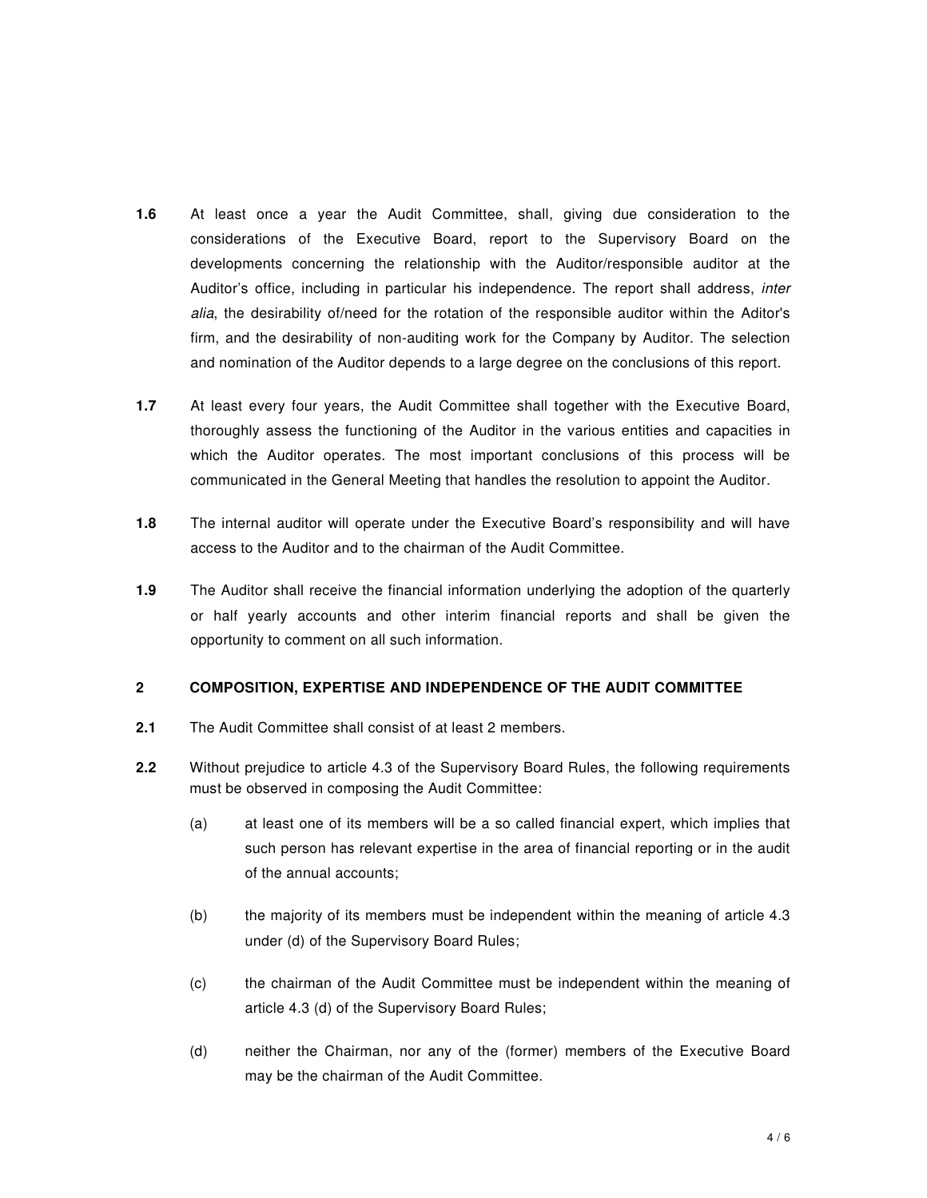**1.6** At least once a year the Audit Committee, shall, giving due consideration to the considerations of the Executive Board, report to the Supervisory Board on the developments concerning the relationship with the Auditor/responsible auditor at the Auditor's office, including in particular his independence. The report shall address, *inter alia*, the desirability of/need for the rotation of the responsible auditor within the Aditor's firm, and the desirability of non-auditing work for the Company by Auditor. The selection and nomination of the Auditor depends to a large degree on the conclusions of this report.

**1.7** At least every four years, the Audit Committee shall together with the Executive Board, thoroughly assess the functioning of the Auditor in the various entities and capacities in which the Auditor operates. The most important conclusions of this process will be communicated in the General Meeting that handles the resolution to appoint the Auditor.

**1.8** The internal auditor will operate under the Executive Board's responsibility and will have access to the Auditor and to the chairman of the Audit Committee.

**1.9** The Auditor shall receive the financial information underlying the adoption of the quarterly or half yearly accounts and other interim financial reports and shall be given the opportunity to comment on all such information.

## 2 COMPOSITION, EXPERTISE AND INDEPENDENCE OF THE AUDIT COMMITTEE

**2.1** The Audit Committee shall consist of at least 2 members.

**2.2** Without prejudice to article 4.3 of the Supervisory Board Rules, the following requirements must be observed in composing the Audit Committee:

(a) at least one of its members will be a so called financial expert, which implies that such person has relevant expertise in the area of financial reporting or in the audit of the annual accounts;

(b) the majority of its members must be independent within the meaning of article 4.3 under (d) of the Supervisory Board Rules;

(c) the chairman of the Audit Committee must be independent within the meaning of article 4.3 (d) of the Supervisory Board Rules;

(d) neither the Chairman, nor any of the (former) members of the Executive Board may be the chairman of the Audit Committee.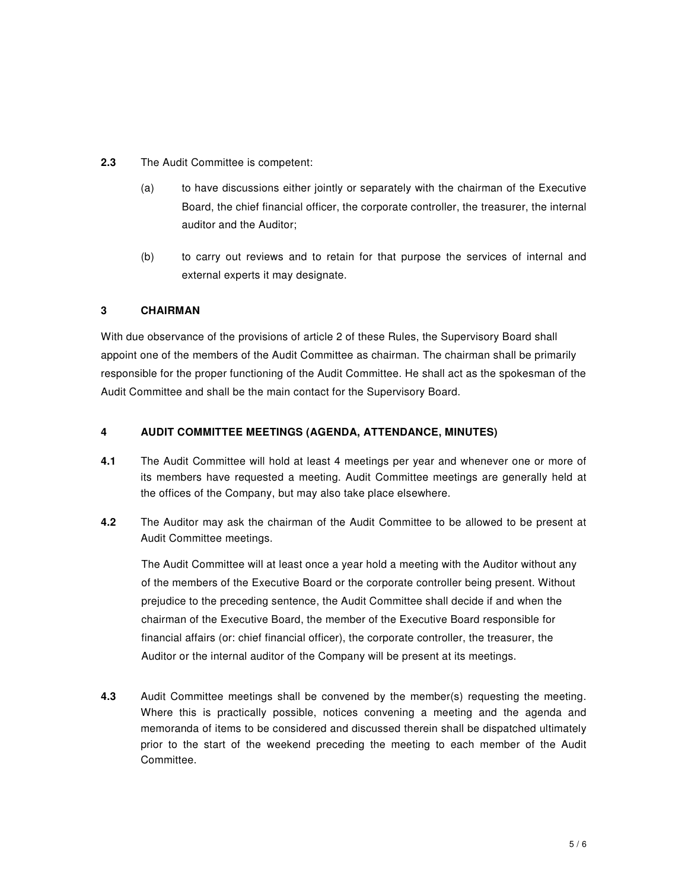**2.3** The Audit Committee is competent:

(a) to have discussions either jointly or separately with the chairman of the Executive Board, the chief financial officer, the corporate controller, the treasurer, the internal auditor and the Auditor;

(b) to carry out reviews and to retain for that purpose the services of internal and external experts it may designate.

## 3 CHAIRMAN

With due observance of the provisions of article 2 of these Rules, the Supervisory Board shall appoint one of the members of the Audit Committee as chairman. The chairman shall be primarily responsible for the proper functioning of the Audit Committee. He shall act as the spokesman of the Audit Committee and shall be the main contact for the Supervisory Board.

## 4 AUDIT COMMITTEE MEETINGS (AGENDA, ATTENDANCE, MINUTES)

**4.1** The Audit Committee will hold at least 4 meetings per year and whenever one or more of its members have requested a meeting. Audit Committee meetings are generally held at the offices of the Company, but may also take place elsewhere.

**4.2** The Auditor may ask the chairman of the Audit Committee to be allowed to be present at Audit Committee meetings.

The Audit Committee will at least once a year hold a meeting with the Auditor without any of the members of the Executive Board or the corporate controller being present. Without prejudice to the preceding sentence, the Audit Committee shall decide if and when the chairman of the Executive Board, the member of the Executive Board responsible for financial affairs (or: chief financial officer), the corporate controller, the treasurer, the Auditor or the internal auditor of the Company will be present at its meetings.

**4.3** Audit Committee meetings shall be convened by the member(s) requesting the meeting. Where this is practically possible, notices convening a meeting and the agenda and memoranda of items to be considered and discussed therein shall be dispatched ultimately prior to the start of the weekend preceding the meeting to each member of the Audit Committee.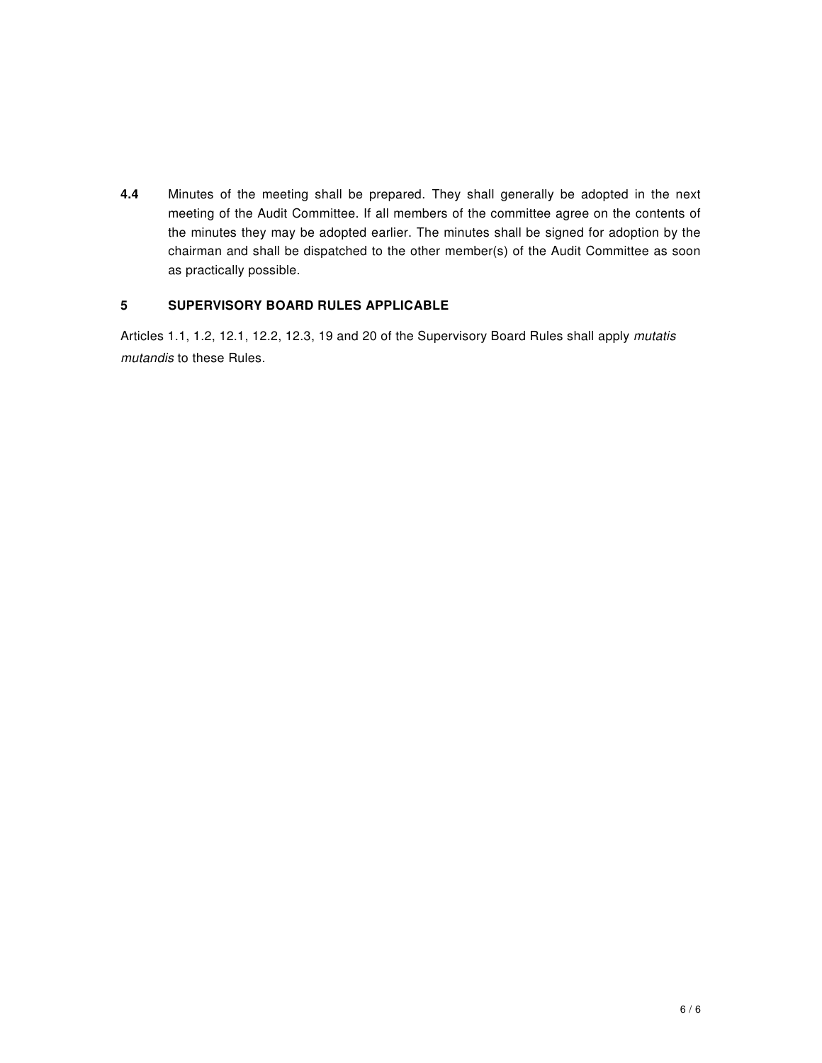**4.4** Minutes of the meeting shall be prepared. They shall generally be adopted in the next meeting of the Audit Committee. If all members of the committee agree on the contents of the minutes they may be adopted earlier. The minutes shall be signed for adoption by the chairman and shall be dispatched to the other member(s) of the Audit Committee as soon as practically possible.

## 5 SUPERVISORY BOARD RULES APPLICABLE

Articles 1.1, 1.2, 12.1, 12.2, 12.3, 19 and 20 of the Supervisory Board Rules shall apply *mutatis mutandis* to these Rules.